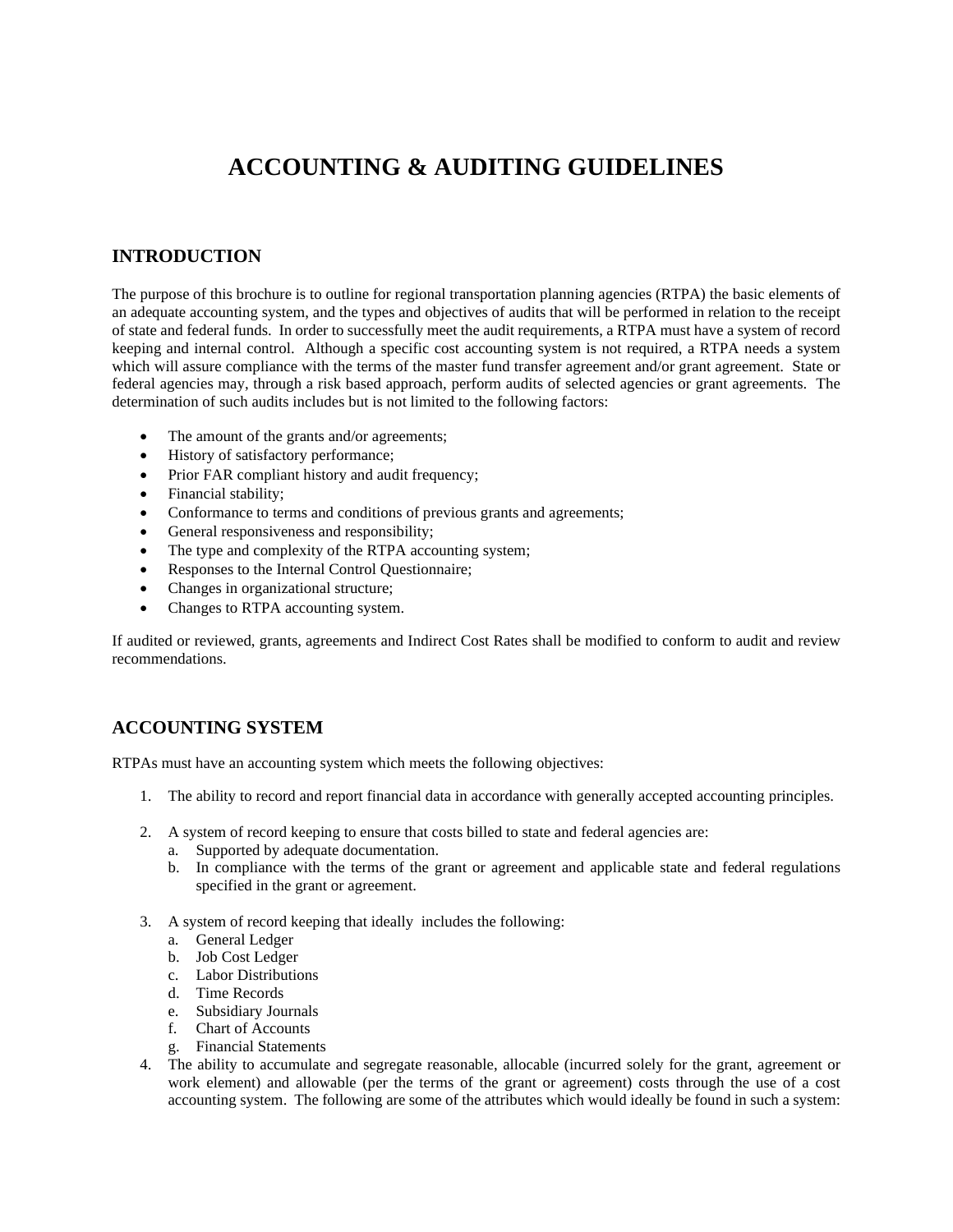# ACCOUNTING & AUDITING GUIDELINES

## INTRODUCTION

The purpose of this brochure is to outline for regional transportation planning agencies (RTPA) the basic elements of an adequate accounting system, and the types and objectives of audits that will be performed in relation to the receipt of state and federal funds. In order to successfully meet the audit requirements, a RTPA must have a system of record keeping and internal control. Although a specific cost accounting system is not required, a RTPA needs a system which will assure compliance with the terms of the master fund transfer agreement and/or grant agreement. State or federal agencies may, through a risk based approach, perform audits of selected agencies or grant agreements. The determination of such audits includes but is not limited to the following factors:

- The amount of the grants and/or agreements;
- History of satisfactory performance;
- Prior FAR compliant history and audit frequency;
- Financial stability;
- Conformance to terms and conditions of previous grants and agreements;
- General responsiveness and responsibility;
- The type and complexity of the RTPA accounting system;
- Responses to the Internal Control Questionnaire;
- Changes in organizational structure;
- Changes to RTPA accounting system.

If audited or reviewed, grants, agreements and Indirect Cost Rates shall be modified to conform to audit and review recommendations.

## ACCOUNTING SYSTEM

RTPAs must have an accounting system which meets the following objectives:

1. The ability to record and report financial data in accordance with generally accepted accounting principles.

2. A system of record keeping to ensure that costs billed to state and federal agencies are:
   a. Supported by adequate documentation.
   b. In compliance with the terms of the grant or agreement and applicable state and federal regulations specified in the grant or agreement.

3. A system of record keeping that ideally includes the following:
   a. General Ledger
   b. Job Cost Ledger
   c. Labor Distributions
   d. Time Records
   e. Subsidiary Journals
   f. Chart of Accounts
   g. Financial Statements
4. The ability to accumulate and segregate reasonable, allocable (incurred solely for the grant, agreement or work element) and allowable (per the terms of the grant or agreement) costs through the use of a cost accounting system. The following are some of the attributes which would ideally be found in such a system: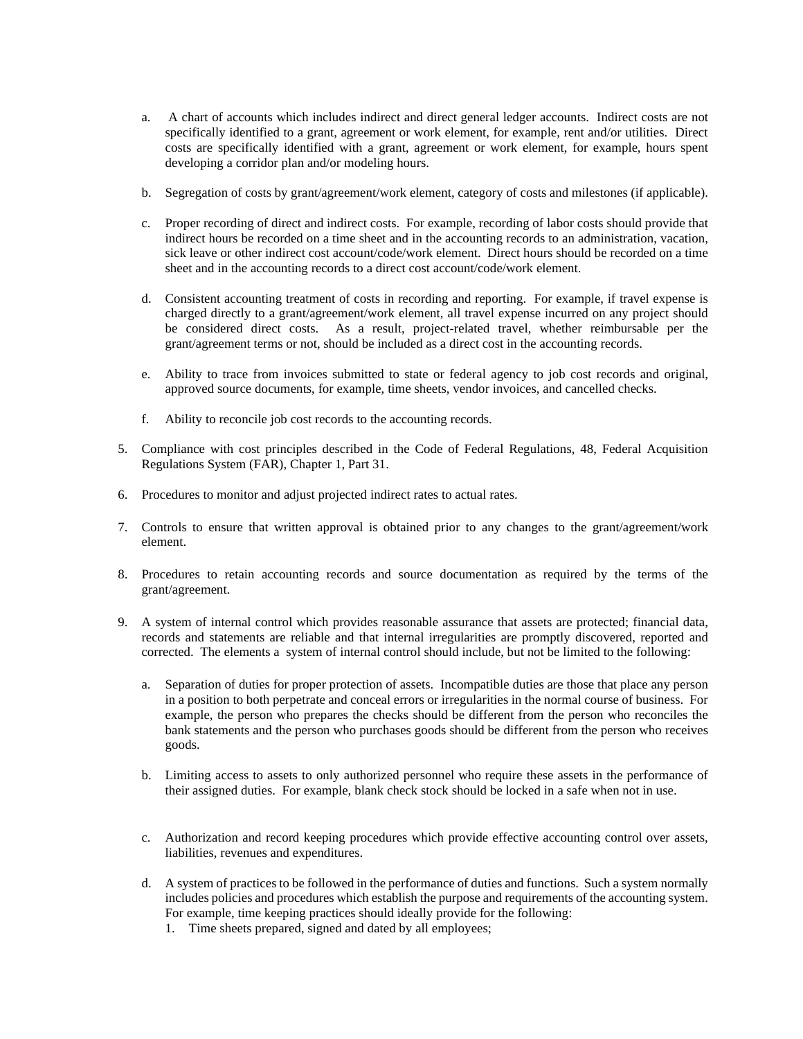a. A chart of accounts which includes indirect and direct general ledger accounts. Indirect costs are not specifically identified to a grant, agreement or work element, for example, rent and/or utilities. Direct costs are specifically identified with a grant, agreement or work element, for example, hours spent developing a corridor plan and/or modeling hours.

b. Segregation of costs by grant/agreement/work element, category of costs and milestones (if applicable).

c. Proper recording of direct and indirect costs. For example, recording of labor costs should provide that indirect hours be recorded on a time sheet and in the accounting records to an administration, vacation, sick leave or other indirect cost account/code/work element. Direct hours should be recorded on a time sheet and in the accounting records to a direct cost account/code/work element.

d. Consistent accounting treatment of costs in recording and reporting. For example, if travel expense is charged directly to a grant/agreement/work element, all travel expense incurred on any project should be considered direct costs. As a result, project-related travel, whether reimbursable per the grant/agreement terms or not, should be included as a direct cost in the accounting records.

e. Ability to trace from invoices submitted to state or federal agency to job cost records and original, approved source documents, for example, time sheets, vendor invoices, and cancelled checks.

f. Ability to reconcile job cost records to the accounting records.

5. Compliance with cost principles described in the Code of Federal Regulations, 48, Federal Acquisition Regulations System (FAR), Chapter 1, Part 31.

6. Procedures to monitor and adjust projected indirect rates to actual rates.

7. Controls to ensure that written approval is obtained prior to any changes to the grant/agreement/work element.

8. Procedures to retain accounting records and source documentation as required by the terms of the grant/agreement.

9. A system of internal control which provides reasonable assurance that assets are protected; financial data, records and statements are reliable and that internal irregularities are promptly discovered, reported and corrected. The elements a system of internal control should include, but not be limited to the following:

    a. Separation of duties for proper protection of assets. Incompatible duties are those that place any person in a position to both perpetrate and conceal errors or irregularities in the normal course of business. For example, the person who prepares the checks should be different from the person who reconciles the bank statements and the person who purchases goods should be different from the person who receives goods.

    b. Limiting access to assets to only authorized personnel who require these assets in the performance of their assigned duties. For example, blank check stock should be locked in a safe when not in use.

    c. Authorization and record keeping procedures which provide effective accounting control over assets, liabilities, revenues and expenditures.

    d. A system of practices to be followed in the performance of duties and functions. Such a system normally includes policies and procedures which establish the purpose and requirements of the accounting system. For example, time keeping practices should ideally provide for the following:
        1. Time sheets prepared, signed and dated by all employees;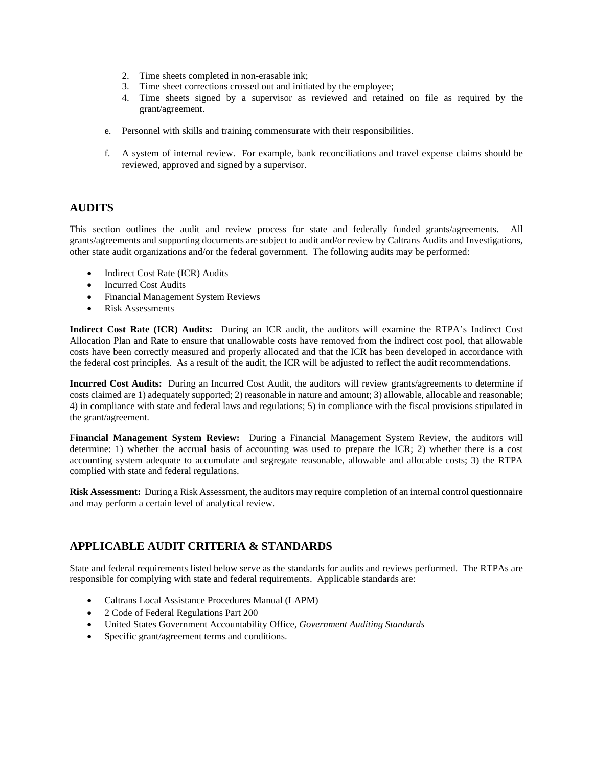2. Time sheets completed in non-erasable ink;
3. Time sheet corrections crossed out and initiated by the employee;
4. Time sheets signed by a supervisor as reviewed and retained on file as required by the grant/agreement.

e. Personnel with skills and training commensurate with their responsibilities.

f. A system of internal review. For example, bank reconciliations and travel expense claims should be reviewed, approved and signed by a supervisor.

## AUDITS

This section outlines the audit and review process for state and federally funded grants/agreements. All grants/agreements and supporting documents are subject to audit and/or review by Caltrans Audits and Investigations, other state audit organizations and/or the federal government. The following audits may be performed:

- Indirect Cost Rate (ICR) Audits
- Incurred Cost Audits
- Financial Management System Reviews
- Risk Assessments

**Indirect Cost Rate (ICR) Audits:** During an ICR audit, the auditors will examine the RTPA's Indirect Cost Allocation Plan and Rate to ensure that unallowable costs have removed from the indirect cost pool, that allowable costs have been correctly measured and properly allocated and that the ICR has been developed in accordance with the federal cost principles. As a result of the audit, the ICR will be adjusted to reflect the audit recommendations.

**Incurred Cost Audits:** During an Incurred Cost Audit, the auditors will review grants/agreements to determine if costs claimed are 1) adequately supported; 2) reasonable in nature and amount; 3) allowable, allocable and reasonable; 4) in compliance with state and federal laws and regulations; 5) in compliance with the fiscal provisions stipulated in the grant/agreement.

**Financial Management System Review:** During a Financial Management System Review, the auditors will determine: 1) whether the accrual basis of accounting was used to prepare the ICR; 2) whether there is a cost accounting system adequate to accumulate and segregate reasonable, allowable and allocable costs; 3) the RTPA complied with state and federal regulations.

**Risk Assessment:** During a Risk Assessment, the auditors may require completion of an internal control questionnaire and may perform a certain level of analytical review.

## APPLICABLE AUDIT CRITERIA & STANDARDS

State and federal requirements listed below serve as the standards for audits and reviews performed. The RTPAs are responsible for complying with state and federal requirements. Applicable standards are:

- Caltrans Local Assistance Procedures Manual (LAPM)
- 2 Code of Federal Regulations Part 200
- United States Government Accountability Office, *Government Auditing Standards*
- Specific grant/agreement terms and conditions.